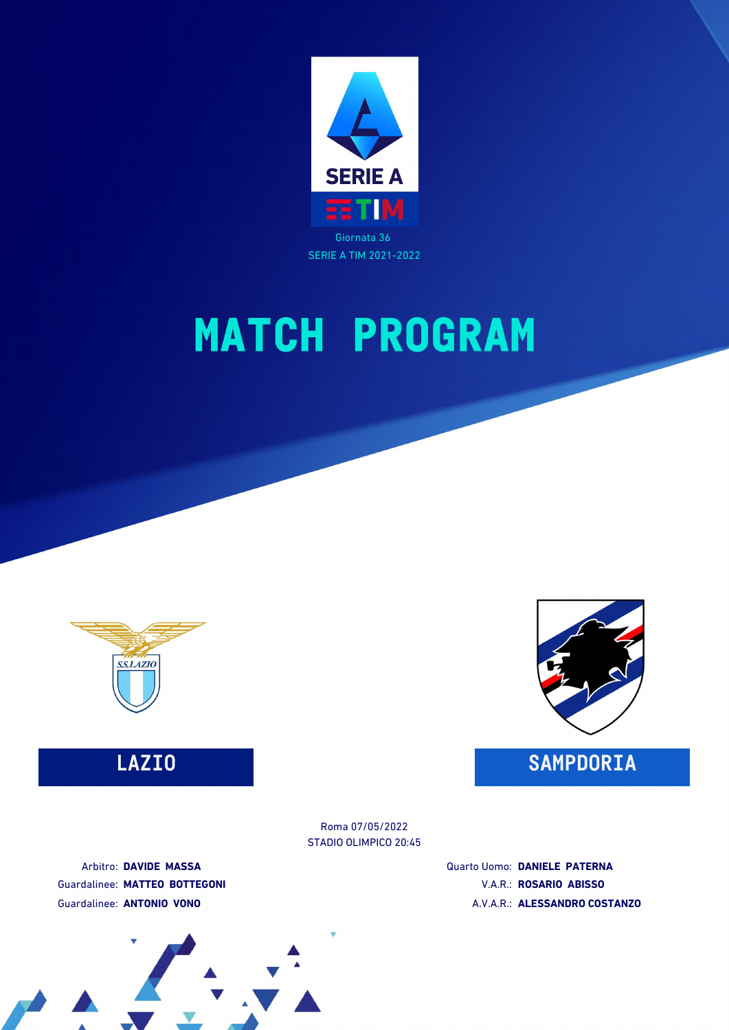SERIE A TIM

Giornata 36
SERIE A TIM 2021-2022

# MATCH PROGRAM

## LAZIO

## SAMPDORIA

Roma 07/05/2022
STADIO OLIMPICO 20:45

Arbitro: **DAVIDE MASSA**
Guardalinee: **MATTEO BOTTEGONI**
Guardalinee: **ANTONIO VONO**

Quarto Uomo: **DANIELE PATERNA**
V.A.R.: **ROSARIO ABISSO**
A.V.A.R.: **ALESSANDRO COSTANZO**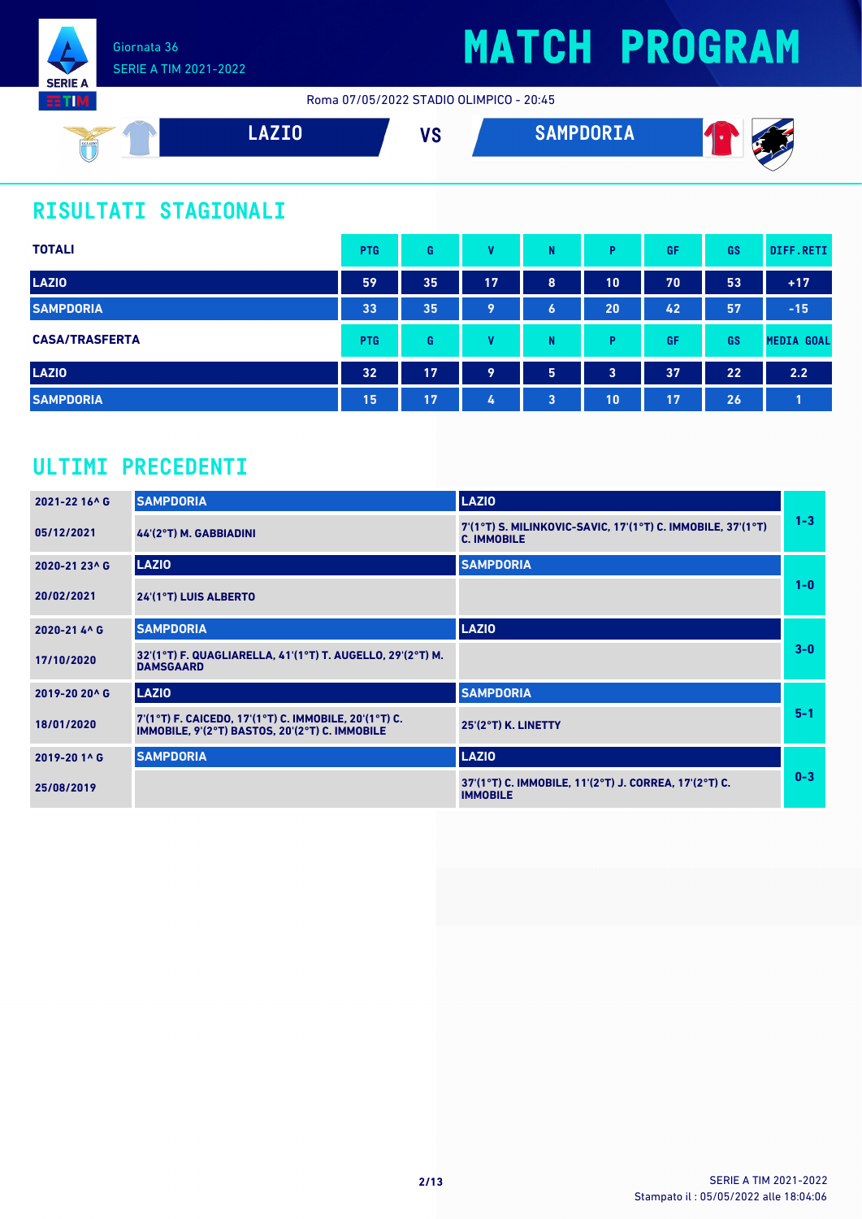Giornata 36
SERIE A TIM 2021-2022

# MATCH PROGRAM

Roma 07/05/2022 STADIO OLIMPICO - 20:45

**LAZIO** VS **SAMPDORIA**

## RISULTATI STAGIONALI

| TOTALI | PTG | G | V | N | P | GF | GS | DIFF.RETI |
|---|---|---|---|---|---|---|---|---|
| LAZIO | 59 | 35 | 17 | 8 | 10 | 70 | 53 | +17 |
| SAMPDORIA | 33 | 35 | 9 | 6 | 20 | 42 | 57 | -15 |

| CASA/TRASFERTA | PTG | G | V | N | P | GF | GS | MEDIA GOAL |
|---|---|---|---|---|---|---|---|---|
| LAZIO | 32 | 17 | 9 | 5 | 3 | 37 | 22 | 2.2 |
| SAMPDORIA | 15 | 17 | 4 | 3 | 10 | 17 | 26 | 1 |

## ULTIMI PRECEDENTI

| Giornata / Data | Casa | Trasferta | Risultato |
|---|---|---|---|
| 2021-22 16^ G | SAMPDORIA | LAZIO | 1-3 |
| 05/12/2021 | 44'(2°T) M. GABBIADINI | 7'(1°T) S. MILINKOVIC-SAVIC, 17'(1°T) C. IMMOBILE, 37'(1°T) C. IMMOBILE | |
| 2020-21 23^ G | LAZIO | SAMPDORIA | 1-0 |
| 20/02/2021 | 24'(1°T) LUIS ALBERTO | | |
| 2020-21 4^ G | SAMPDORIA | LAZIO | 3-0 |
| 17/10/2020 | 32'(1°T) F. QUAGLIARELLA, 41'(1°T) T. AUGELLO, 29'(2°T) M. DAMSGAARD | | |
| 2019-20 20^ G | LAZIO | SAMPDORIA | 5-1 |
| 18/01/2020 | 7'(1°T) F. CAICEDO, 17'(1°T) C. IMMOBILE, 20'(1°T) C. IMMOBILE, 9'(2°T) BASTOS, 20'(2°T) C. IMMOBILE | 25'(2°T) K. LINETTY | |
| 2019-20 1^ G | SAMPDORIA | LAZIO | 0-3 |
| 25/08/2019 | | 37'(1°T) C. IMMOBILE, 11'(2°T) J. CORREA, 17'(2°T) C. IMMOBILE | |

SERIE A TIM 2021-2022
Stampato il : 05/05/2022 alle 18:04:06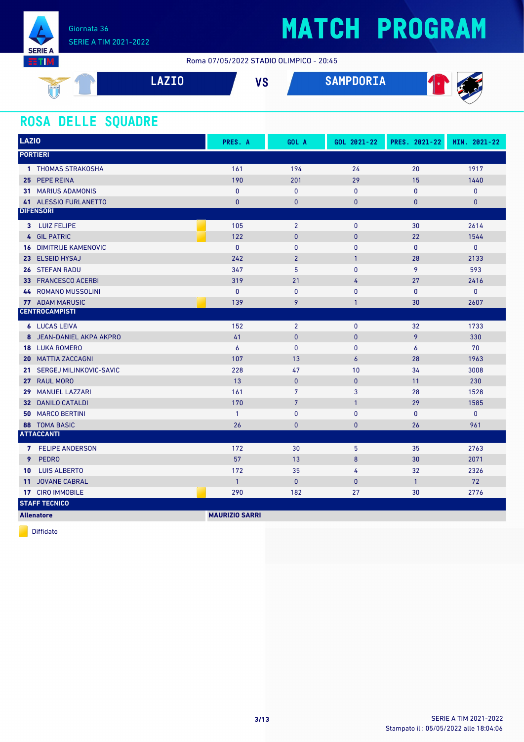Giornata 36
SERIE A TIM 2021-2022

# MATCH PROGRAM

Roma 07/05/2022 STADIO OLIMPICO - 20:45

**LAZIO** VS **SAMPDORIA**

## ROSA DELLE SQUADRE

| LAZIO | | PRES. A | GOL A | GOL 2021-22 | PRES. 2021-22 | MIN. 2021-22 |
|---|---|---|---|---|---|---|
| **PORTIERI** | | | | | | |
| 1 | THOMAS STRAKOSHA | 161 | 194 | 24 | 20 | 1917 |
| 25 | PEPE REINA | 190 | 201 | 29 | 15 | 1440 |
| 31 | MARIUS ADAMONIS | 0 | 0 | 0 | 0 | 0 |
| 41 | ALESSIO FURLANETTO | 0 | 0 | 0 | 0 | 0 |
| **DIFENSORI** | | | | | | |
| 3 | LUIZ FELIPE (Diffidato) | 105 | 2 | 0 | 30 | 2614 |
| 4 | GIL PATRIC (Diffidato) | 122 | 0 | 0 | 22 | 1544 |
| 16 | DIMITRIJE KAMENOVIC | 0 | 0 | 0 | 0 | 0 |
| 23 | ELSEID HYSAJ | 242 | 2 | 1 | 28 | 2133 |
| 26 | STEFAN RADU | 347 | 5 | 0 | 9 | 593 |
| 33 | FRANCESCO ACERBI | 319 | 21 | 4 | 27 | 2416 |
| 44 | ROMANO MUSSOLINI | 0 | 0 | 0 | 0 | 0 |
| 77 | ADAM MARUSIC (Diffidato) | 139 | 9 | 1 | 30 | 2607 |
| **CENTROCAMPISTI** | | | | | | |
| 6 | LUCAS LEIVA | 152 | 2 | 0 | 32 | 1733 |
| 8 | JEAN-DANIEL AKPA AKPRO | 41 | 0 | 0 | 9 | 330 |
| 18 | LUKA ROMERO | 6 | 0 | 0 | 6 | 70 |
| 20 | MATTIA ZACCAGNI | 107 | 13 | 6 | 28 | 1963 |
| 21 | SERGEJ MILINKOVIC-SAVIC | 228 | 47 | 10 | 34 | 3008 |
| 27 | RAUL MORO | 13 | 0 | 0 | 11 | 230 |
| 29 | MANUEL LAZZARI | 161 | 7 | 3 | 28 | 1528 |
| 32 | DANILO CATALDI | 170 | 7 | 1 | 29 | 1585 |
| 50 | MARCO BERTINI | 1 | 0 | 0 | 0 | 0 |
| 88 | TOMA BASIC | 26 | 0 | 0 | 26 | 961 |
| **ATTACCANTI** | | | | | | |
| 7 | FELIPE ANDERSON | 172 | 30 | 5 | 35 | 2763 |
| 9 | PEDRO | 57 | 13 | 8 | 30 | 2071 |
| 10 | LUIS ALBERTO | 172 | 35 | 4 | 32 | 2326 |
| 11 | JOVANE CABRAL | 1 | 0 | 0 | 1 | 72 |
| 17 | CIRO IMMOBILE (Diffidato) | 290 | 182 | 27 | 30 | 2776 |
| **STAFF TECNICO** | | | | | | |
| **Allenatore** | | **MAURIZIO SARRI** | | | | |

Diffidato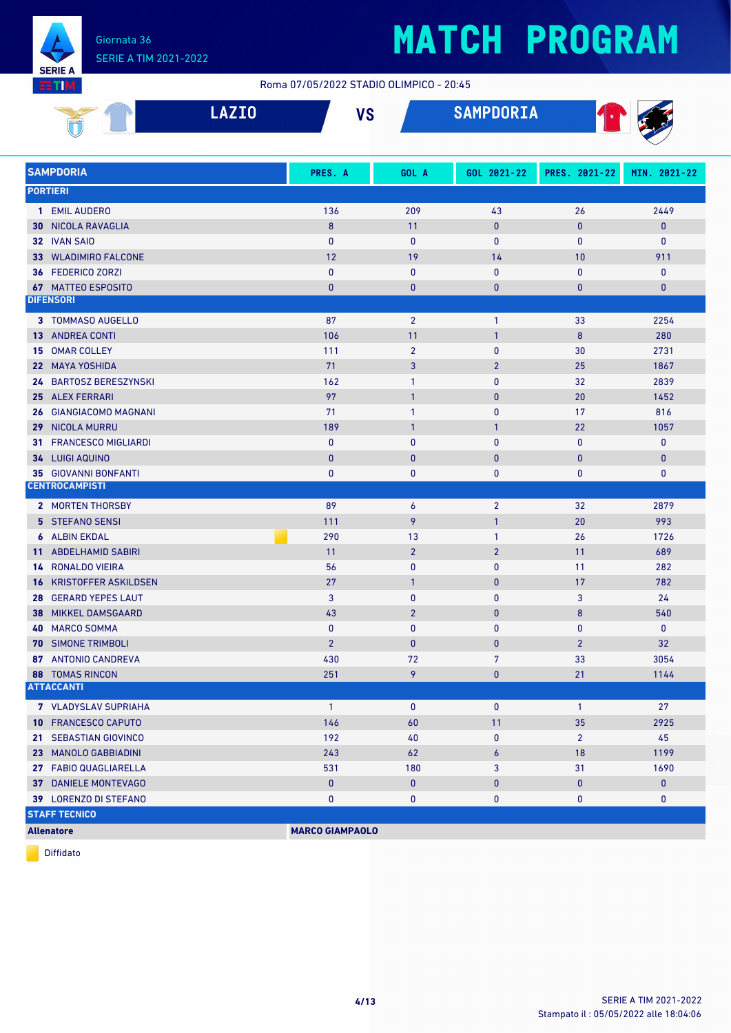Giornata 36
SERIE A TIM 2021-2022

# MATCH PROGRAM

Roma 07/05/2022 STADIO OLIMPICO - 20:45

**LAZIO** VS **SAMPDORIA**

| SAMPDORIA | PRES. A | GOL A | GOL 2021-22 | PRES. 2021-22 | MIN. 2021-22 |
|---|---|---|---|---|---|
| **PORTIERI** | | | | | |
| **1** EMIL AUDERO | 136 | 209 | 43 | 26 | 2449 |
| **30** NICOLA RAVAGLIA | 8 | 11 | 0 | 0 | 0 |
| **32** IVAN SAIO | 0 | 0 | 0 | 0 | 0 |
| **33** WLADIMIRO FALCONE | 12 | 19 | 14 | 10 | 911 |
| **36** FEDERICO ZORZI | 0 | 0 | 0 | 0 | 0 |
| **67** MATTEO ESPOSITO | 0 | 0 | 0 | 0 | 0 |
| **DIFENSORI** | | | | | |
| **3** TOMMASO AUGELLO | 87 | 2 | 1 | 33 | 2254 |
| **13** ANDREA CONTI | 106 | 11 | 1 | 8 | 280 |
| **15** OMAR COLLEY | 111 | 2 | 0 | 30 | 2731 |
| **22** MAYA YOSHIDA | 71 | 3 | 2 | 25 | 1867 |
| **24** BARTOSZ BERESZYNSKI | 162 | 1 | 0 | 32 | 2839 |
| **25** ALEX FERRARI | 97 | 1 | 0 | 20 | 1452 |
| **26** GIANGIACOMO MAGNANI | 71 | 1 | 0 | 17 | 816 |
| **29** NICOLA MURRU | 189 | 1 | 1 | 22 | 1057 |
| **31** FRANCESCO MIGLIARDI | 0 | 0 | 0 | 0 | 0 |
| **34** LUIGI AQUINO | 0 | 0 | 0 | 0 | 0 |
| **35** GIOVANNI BONFANTI | 0 | 0 | 0 | 0 | 0 |
| **CENTROCAMPISTI** | | | | | |
| **2** MORTEN THORSBY | 89 | 6 | 2 | 32 | 2879 |
| **5** STEFANO SENSI | 111 | 9 | 1 | 20 | 993 |
| **6** ALBIN EKDAL (Diffidato) | 290 | 13 | 1 | 26 | 1726 |
| **11** ABDELHAMID SABIRI | 11 | 2 | 2 | 11 | 689 |
| **14** RONALDO VIEIRA | 56 | 0 | 0 | 11 | 282 |
| **16** KRISTOFFER ASKILDSEN | 27 | 1 | 0 | 17 | 782 |
| **28** GERARD YEPES LAUT | 3 | 0 | 0 | 3 | 24 |
| **38** MIKKEL DAMSGAARD | 43 | 2 | 0 | 8 | 540 |
| **40** MARCO SOMMA | 0 | 0 | 0 | 0 | 0 |
| **70** SIMONE TRIMBOLI | 2 | 0 | 0 | 2 | 32 |
| **87** ANTONIO CANDREVA | 430 | 72 | 7 | 33 | 3054 |
| **88** TOMAS RINCON | 251 | 9 | 0 | 21 | 1144 |
| **ATTACCANTI** | | | | | |
| **7** VLADYSLAV SUPRIAHA | 1 | 0 | 0 | 1 | 27 |
| **10** FRANCESCO CAPUTO | 146 | 60 | 11 | 35 | 2925 |
| **21** SEBASTIAN GIOVINCO | 192 | 40 | 0 | 2 | 45 |
| **23** MANOLO GABBIADINI | 243 | 62 | 6 | 18 | 1199 |
| **27** FABIO QUAGLIARELLA | 531 | 180 | 3 | 31 | 1690 |
| **37** DANIELE MONTEVAGO | 0 | 0 | 0 | 0 | 0 |
| **39** LORENZO DI STEFANO | 0 | 0 | 0 | 0 | 0 |
| **STAFF TECNICO** | | | | | |
| **Allenatore** | **MARCO GIAMPAOLO** | | | | |

Diffidato

SERIE A TIM 2021-2022
Stampato il : 05/05/2022 alle 18:04:06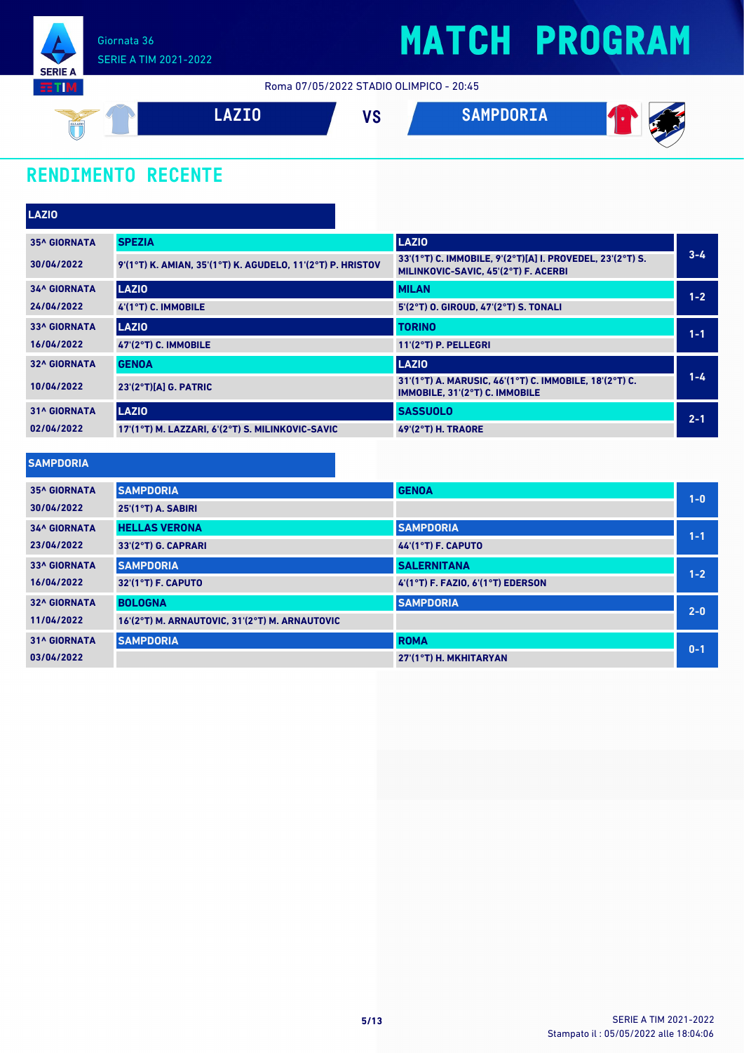Giornata 36

SERIE A TIM 2021-2022

# MATCH PROGRAM

Roma 07/05/2022 STADIO OLIMPICO - 20:45

**LAZIO** VS **SAMPDORIA**

## RENDIMENTO RECENTE

### LAZIO

| Giornata | Casa | Ospite | Risultato |
|---|---|---|---|
| 35^ GIORNATA<br>30/04/2022 | SPEZIA<br>9'(1°T) K. AMIAN, 35'(1°T) K. AGUDELO, 11'(2°T) P. HRISTOV | LAZIO<br>33'(1°T) C. IMMOBILE, 9'(2°T)[A] I. PROVEDEL, 23'(2°T) S. MILINKOVIC-SAVIC, 45'(2°T) F. ACERBI | 3-4 |
| 34^ GIORNATA<br>24/04/2022 | LAZIO<br>4'(1°T) C. IMMOBILE | MILAN<br>5'(2°T) O. GIROUD, 47'(2°T) S. TONALI | 1-2 |
| 33^ GIORNATA<br>16/04/2022 | LAZIO<br>47'(2°T) C. IMMOBILE | TORINO<br>11'(2°T) P. PELLEGRI | 1-1 |
| 32^ GIORNATA<br>10/04/2022 | GENOA<br>23'(2°T)[A] G. PATRIC | LAZIO<br>31'(1°T) A. MARUSIC, 46'(1°T) C. IMMOBILE, 18'(2°T) C. IMMOBILE, 31'(2°T) C. IMMOBILE | 1-4 |
| 31^ GIORNATA<br>02/04/2022 | LAZIO<br>17'(1°T) M. LAZZARI, 6'(2°T) S. MILINKOVIC-SAVIC | SASSUOLO<br>49'(2°T) H. TRAORE | 2-1 |

### SAMPDORIA

| Giornata | Casa | Ospite | Risultato |
|---|---|---|---|
| 35^ GIORNATA<br>30/04/2022 | SAMPDORIA<br>25'(1°T) A. SABIRI | GENOA | 1-0 |
| 34^ GIORNATA<br>23/04/2022 | HELLAS VERONA<br>33'(2°T) G. CAPRARI | SAMPDORIA<br>44'(1°T) F. CAPUTO | 1-1 |
| 33^ GIORNATA<br>16/04/2022 | SAMPDORIA<br>32'(1°T) F. CAPUTO | SALERNITANA<br>4'(1°T) F. FAZIO, 6'(1°T) EDERSON | 1-2 |
| 32^ GIORNATA<br>11/04/2022 | BOLOGNA<br>16'(2°T) M. ARNAUTOVIC, 31'(2°T) M. ARNAUTOVIC | SAMPDORIA | 2-0 |
| 31^ GIORNATA<br>03/04/2022 | SAMPDORIA | ROMA<br>27'(1°T) H. MKHITARYAN | 0-1 |

SERIE A TIM 2021-2022

Stampato il : 05/05/2022 alle 18:04:06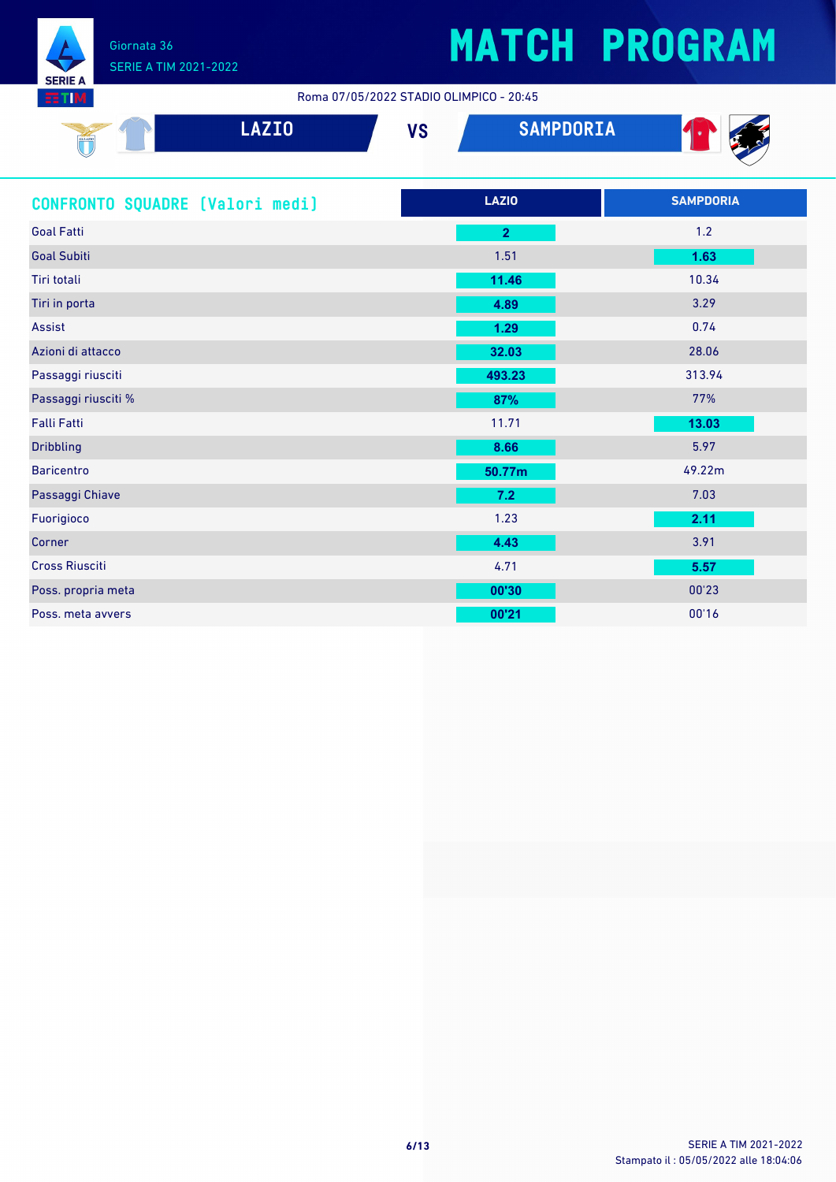# MATCH PROGRAM

Giornata 36
SERIE A TIM 2021-2022

Roma 07/05/2022 STADIO OLIMPICO - 20:45

**LAZIO** VS **SAMPDORIA**

## CONFRONTO SQUADRE [Valori medi]

| | LAZIO | SAMPDORIA |
|---|---|---|
| Goal Fatti | **2** | 1.2 |
| Goal Subiti | 1.51 | **1.63** |
| Tiri totali | **11.46** | 10.34 |
| Tiri in porta | **4.89** | 3.29 |
| Assist | **1.29** | 0.74 |
| Azioni di attacco | **32.03** | 28.06 |
| Passaggi riusciti | **493.23** | 313.94 |
| Passaggi riusciti % | **87%** | 77% |
| Falli Fatti | 11.71 | **13.03** |
| Dribbling | **8.66** | 5.97 |
| Baricentro | **50.77m** | 49.22m |
| Passaggi Chiave | **7.2** | 7.03 |
| Fuorigioco | 1.23 | **2.11** |
| Corner | **4.43** | 3.91 |
| Cross Riusciti | 4.71 | **5.57** |
| Poss. propria meta | **00'30** | 00'23 |
| Poss. meta avvers | **00'21** | 00'16 |

Stampato il : 05/05/2022 alle 18:04:06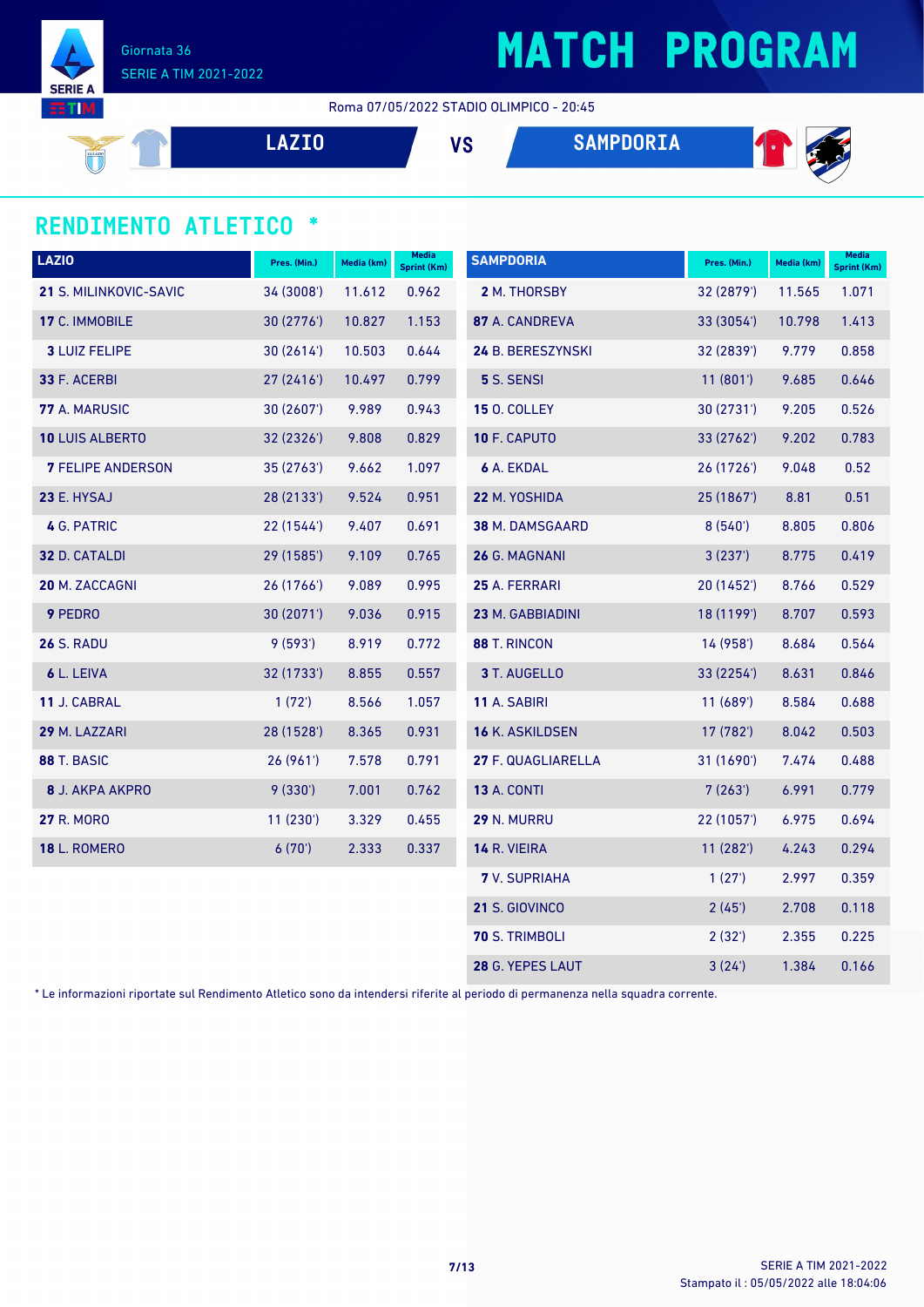Giornata 36
SERIE A TIM 2021-2022

# MATCH PROGRAM

Roma 07/05/2022 STADIO OLIMPICO - 20:45

**LAZIO** VS **SAMPDORIA**

## RENDIMENTO ATLETICO *

| LAZIO | Pres. (Min.) | Media (km) | Media Sprint (Km) |
|---|---|---|---|
| **21** S. MILINKOVIC-SAVIC | 34 (3008') | 11.612 | 0.962 |
| **17** C. IMMOBILE | 30 (2776') | 10.827 | 1.153 |
| **3** LUIZ FELIPE | 30 (2614') | 10.503 | 0.644 |
| **33** F. ACERBI | 27 (2416') | 10.497 | 0.799 |
| **77** A. MARUSIC | 30 (2607') | 9.989 | 0.943 |
| **10** LUIS ALBERTO | 32 (2326') | 9.808 | 0.829 |
| **7** FELIPE ANDERSON | 35 (2763') | 9.662 | 1.097 |
| **23** E. HYSAJ | 28 (2133') | 9.524 | 0.951 |
| **4** G. PATRIC | 22 (1544') | 9.407 | 0.691 |
| **32** D. CATALDI | 29 (1585') | 9.109 | 0.765 |
| **20** M. ZACCAGNI | 26 (1766') | 9.089 | 0.995 |
| **9** PEDRO | 30 (2071') | 9.036 | 0.915 |
| **26** S. RADU | 9 (593') | 8.919 | 0.772 |
| **6** L. LEIVA | 32 (1733') | 8.855 | 0.557 |
| **11** J. CABRAL | 1 (72') | 8.566 | 1.057 |
| **29** M. LAZZARI | 28 (1528') | 8.365 | 0.931 |
| **88** T. BASIC | 26 (961') | 7.578 | 0.791 |
| **8** J. AKPA AKPRO | 9 (330') | 7.001 | 0.762 |
| **27** R. MORO | 11 (230') | 3.329 | 0.455 |
| **18** L. ROMERO | 6 (70') | 2.333 | 0.337 |

| SAMPDORIA | Pres. (Min.) | Media (km) | Media Sprint (Km) |
|---|---|---|---|
| **2** M. THORSBY | 32 (2879') | 11.565 | 1.071 |
| **87** A. CANDREVA | 33 (3054') | 10.798 | 1.413 |
| **24** B. BERESZYNSKI | 32 (2839') | 9.779 | 0.858 |
| **5** S. SENSI | 11 (801') | 9.685 | 0.646 |
| **15** O. COLLEY | 30 (2731') | 9.205 | 0.526 |
| **10** F. CAPUTO | 33 (2762') | 9.202 | 0.783 |
| **6** A. EKDAL | 26 (1726') | 9.048 | 0.52 |
| **22** M. YOSHIDA | 25 (1867') | 8.81 | 0.51 |
| **38** M. DAMSGAARD | 8 (540') | 8.805 | 0.806 |
| **26** G. MAGNANI | 3 (237') | 8.775 | 0.419 |
| **25** A. FERRARI | 20 (1452') | 8.766 | 0.529 |
| **23** M. GABBIADINI | 18 (1199') | 8.707 | 0.593 |
| **88** T. RINCON | 14 (958') | 8.684 | 0.564 |
| **3** T. AUGELLO | 33 (2254') | 8.631 | 0.846 |
| **11** A. SABIRI | 11 (689') | 8.584 | 0.688 |
| **16** K. ASKILDSEN | 17 (782') | 8.042 | 0.503 |
| **27** F. QUAGLIARELLA | 31 (1690') | 7.474 | 0.488 |
| **13** A. CONTI | 7 (263') | 6.991 | 0.779 |
| **29** N. MURRU | 22 (1057') | 6.975 | 0.694 |
| **14** R. VIEIRA | 11 (282') | 4.243 | 0.294 |
| **7** V. SUPRIAHA | 1 (27') | 2.997 | 0.359 |
| **21** S. GIOVINCO | 2 (45') | 2.708 | 0.118 |
| **70** S. TRIMBOLI | 2 (32') | 2.355 | 0.225 |
| **28** G. YEPES LAUT | 3 (24') | 1.384 | 0.166 |

* Le informazioni riportate sul Rendimento Atletico sono da intendersi riferite al periodo di permanenza nella squadra corrente.

Stampato il : 05/05/2022 alle 18:04:06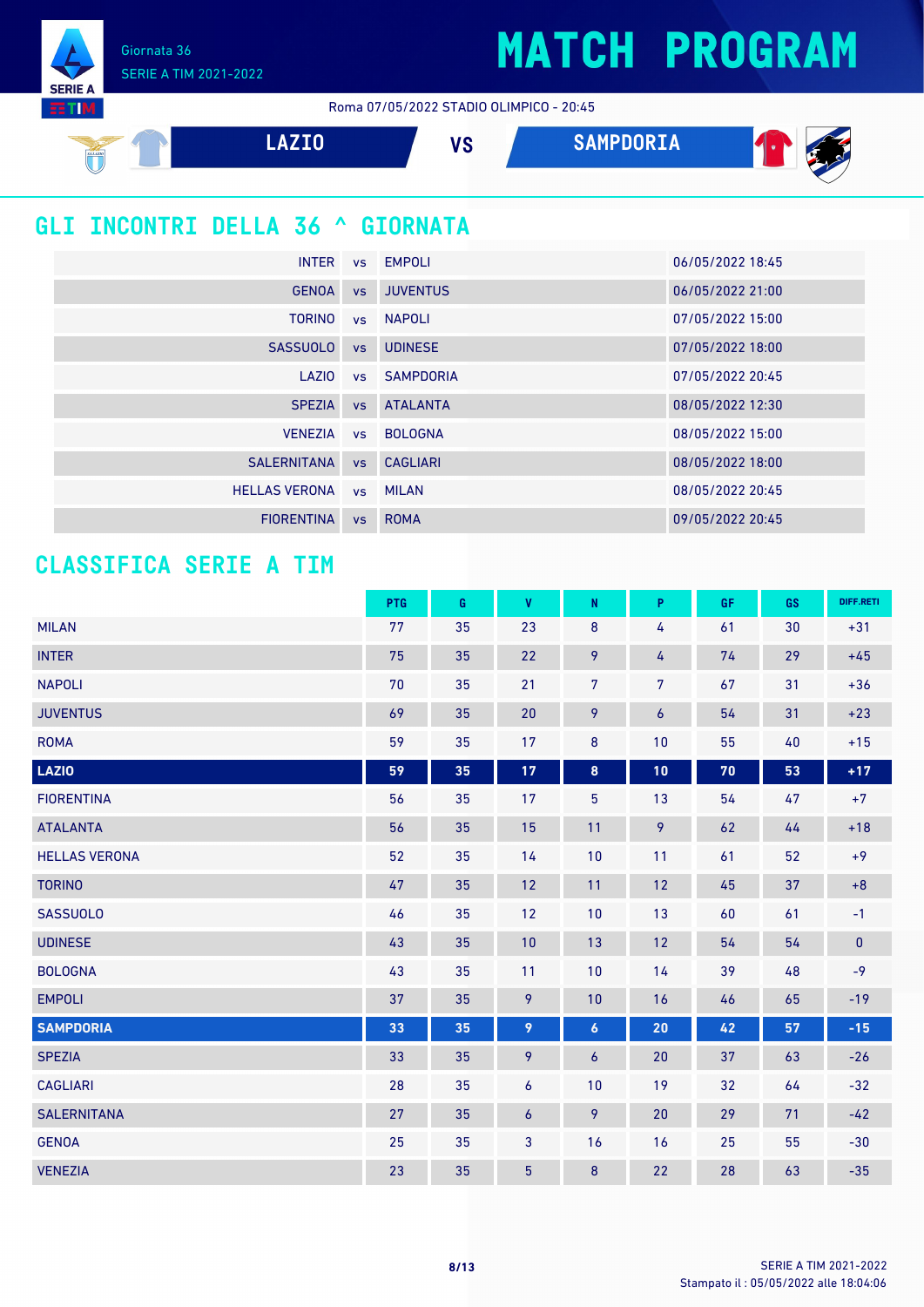Giornata 36
SERIE A TIM 2021-2022

# MATCH PROGRAM

Roma 07/05/2022 STADIO OLIMPICO - 20:45

**LAZIO** VS **SAMPDORIA**

## GLI INCONTRI DELLA 36 ^ GIORNATA

| | | | |
|---|---|---|---|
| INTER | vs | EMPOLI | 06/05/2022 18:45 |
| GENOA | vs | JUVENTUS | 06/05/2022 21:00 |
| TORINO | vs | NAPOLI | 07/05/2022 15:00 |
| SASSUOLO | vs | UDINESE | 07/05/2022 18:00 |
| LAZIO | vs | SAMPDORIA | 07/05/2022 20:45 |
| SPEZIA | vs | ATALANTA | 08/05/2022 12:30 |
| VENEZIA | vs | BOLOGNA | 08/05/2022 15:00 |
| SALERNITANA | vs | CAGLIARI | 08/05/2022 18:00 |
| HELLAS VERONA | vs | MILAN | 08/05/2022 20:45 |
| FIORENTINA | vs | ROMA | 09/05/2022 20:45 |

## CLASSIFICA SERIE A TIM

| | PTG | G | V | N | P | GF | GS | DIFF.RETI |
|---|---|---|---|---|---|---|---|---|
| MILAN | 77 | 35 | 23 | 8 | 4 | 61 | 30 | +31 |
| INTER | 75 | 35 | 22 | 9 | 4 | 74 | 29 | +45 |
| NAPOLI | 70 | 35 | 21 | 7 | 7 | 67 | 31 | +36 |
| JUVENTUS | 69 | 35 | 20 | 9 | 6 | 54 | 31 | +23 |
| ROMA | 59 | 35 | 17 | 8 | 10 | 55 | 40 | +15 |
| **LAZIO** | **59** | **35** | **17** | **8** | **10** | **70** | **53** | **+17** |
| FIORENTINA | 56 | 35 | 17 | 5 | 13 | 54 | 47 | +7 |
| ATALANTA | 56 | 35 | 15 | 11 | 9 | 62 | 44 | +18 |
| HELLAS VERONA | 52 | 35 | 14 | 10 | 11 | 61 | 52 | +9 |
| TORINO | 47 | 35 | 12 | 11 | 12 | 45 | 37 | +8 |
| SASSUOLO | 46 | 35 | 12 | 10 | 13 | 60 | 61 | -1 |
| UDINESE | 43 | 35 | 10 | 13 | 12 | 54 | 54 | 0 |
| BOLOGNA | 43 | 35 | 11 | 10 | 14 | 39 | 48 | -9 |
| EMPOLI | 37 | 35 | 9 | 10 | 16 | 46 | 65 | -19 |
| **SAMPDORIA** | **33** | **35** | **9** | **6** | **20** | **42** | **57** | **-15** |
| SPEZIA | 33 | 35 | 9 | 6 | 20 | 37 | 63 | -26 |
| CAGLIARI | 28 | 35 | 6 | 10 | 19 | 32 | 64 | -32 |
| SALERNITANA | 27 | 35 | 6 | 9 | 20 | 29 | 71 | -42 |
| GENOA | 25 | 35 | 3 | 16 | 16 | 25 | 55 | -30 |
| VENEZIA | 23 | 35 | 5 | 8 | 22 | 28 | 63 | -35 |

Stampato il : 05/05/2022 alle 18:04:06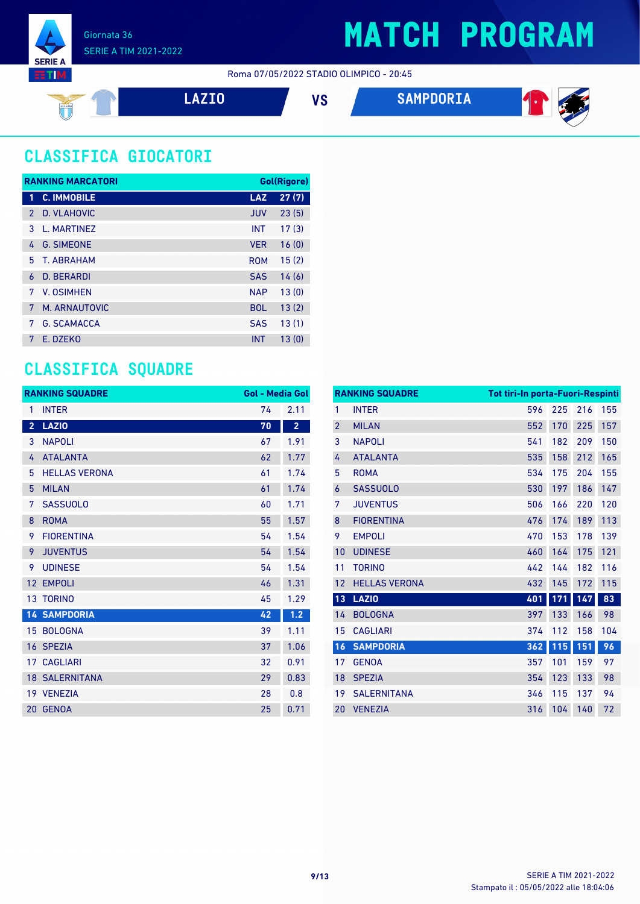Giornata 36

SERIE A TIM 2021-2022

# MATCH PROGRAM

Roma 07/05/2022 STADIO OLIMPICO - 20:45

**LAZIO** VS **SAMPDORIA**

## CLASSIFICA GIOCATORI

| RANKING MARCATORI | | | Gol(Rigore) |
|---|---|---|---|
| 1 | C. IMMOBILE | LAZ | 27 (7) |
| 2 | D. VLAHOVIC | JUV | 23 (5) |
| 3 | L. MARTINEZ | INT | 17 (3) |
| 4 | G. SIMEONE | VER | 16 (0) |
| 5 | T. ABRAHAM | ROM | 15 (2) |
| 6 | D. BERARDI | SAS | 14 (6) |
| 7 | V. OSIMHEN | NAP | 13 (0) |
| 7 | M. ARNAUTOVIC | BOL | 13 (2) |
| 7 | G. SCAMACCA | SAS | 13 (1) |
| 7 | E. DZEKO | INT | 13 (0) |

## CLASSIFICA SQUADRE

| RANKING SQUADRE | | Gol | Media Gol |
|---|---|---|---|
| 1 | INTER | 74 | 2.11 |
| 2 | LAZIO | 70 | 2 |
| 3 | NAPOLI | 67 | 1.91 |
| 4 | ATALANTA | 62 | 1.77 |
| 5 | HELLAS VERONA | 61 | 1.74 |
| 5 | MILAN | 61 | 1.74 |
| 7 | SASSUOLO | 60 | 1.71 |
| 8 | ROMA | 55 | 1.57 |
| 9 | FIORENTINA | 54 | 1.54 |
| 9 | JUVENTUS | 54 | 1.54 |
| 9 | UDINESE | 54 | 1.54 |
| 12 | EMPOLI | 46 | 1.31 |
| 13 | TORINO | 45 | 1.29 |
| 14 | SAMPDORIA | 42 | 1.2 |
| 15 | BOLOGNA | 39 | 1.11 |
| 16 | SPEZIA | 37 | 1.06 |
| 17 | CAGLIARI | 32 | 0.91 |
| 18 | SALERNITANA | 29 | 0.83 |
| 19 | VENEZIA | 28 | 0.8 |
| 20 | GENOA | 25 | 0.71 |

| RANKING SQUADRE | | Tot tiri | In porta | Fuori | Respinti |
|---|---|---|---|---|---|
| 1 | INTER | 596 | 225 | 216 | 155 |
| 2 | MILAN | 552 | 170 | 225 | 157 |
| 3 | NAPOLI | 541 | 182 | 209 | 150 |
| 4 | ATALANTA | 535 | 158 | 212 | 165 |
| 5 | ROMA | 534 | 175 | 204 | 155 |
| 6 | SASSUOLO | 530 | 197 | 186 | 147 |
| 7 | JUVENTUS | 506 | 166 | 220 | 120 |
| 8 | FIORENTINA | 476 | 174 | 189 | 113 |
| 9 | EMPOLI | 470 | 153 | 178 | 139 |
| 10 | UDINESE | 460 | 164 | 175 | 121 |
| 11 | TORINO | 442 | 144 | 182 | 116 |
| 12 | HELLAS VERONA | 432 | 145 | 172 | 115 |
| 13 | LAZIO | 401 | 171 | 147 | 83 |
| 14 | BOLOGNA | 397 | 133 | 166 | 98 |
| 15 | CAGLIARI | 374 | 112 | 158 | 104 |
| 16 | SAMPDORIA | 362 | 115 | 151 | 96 |
| 17 | GENOA | 357 | 101 | 159 | 97 |
| 18 | SPEZIA | 354 | 123 | 133 | 98 |
| 19 | SALERNITANA | 346 | 115 | 137 | 94 |
| 20 | VENEZIA | 316 | 104 | 140 | 72 |

Stampato il : 05/05/2022 alle 18:04:06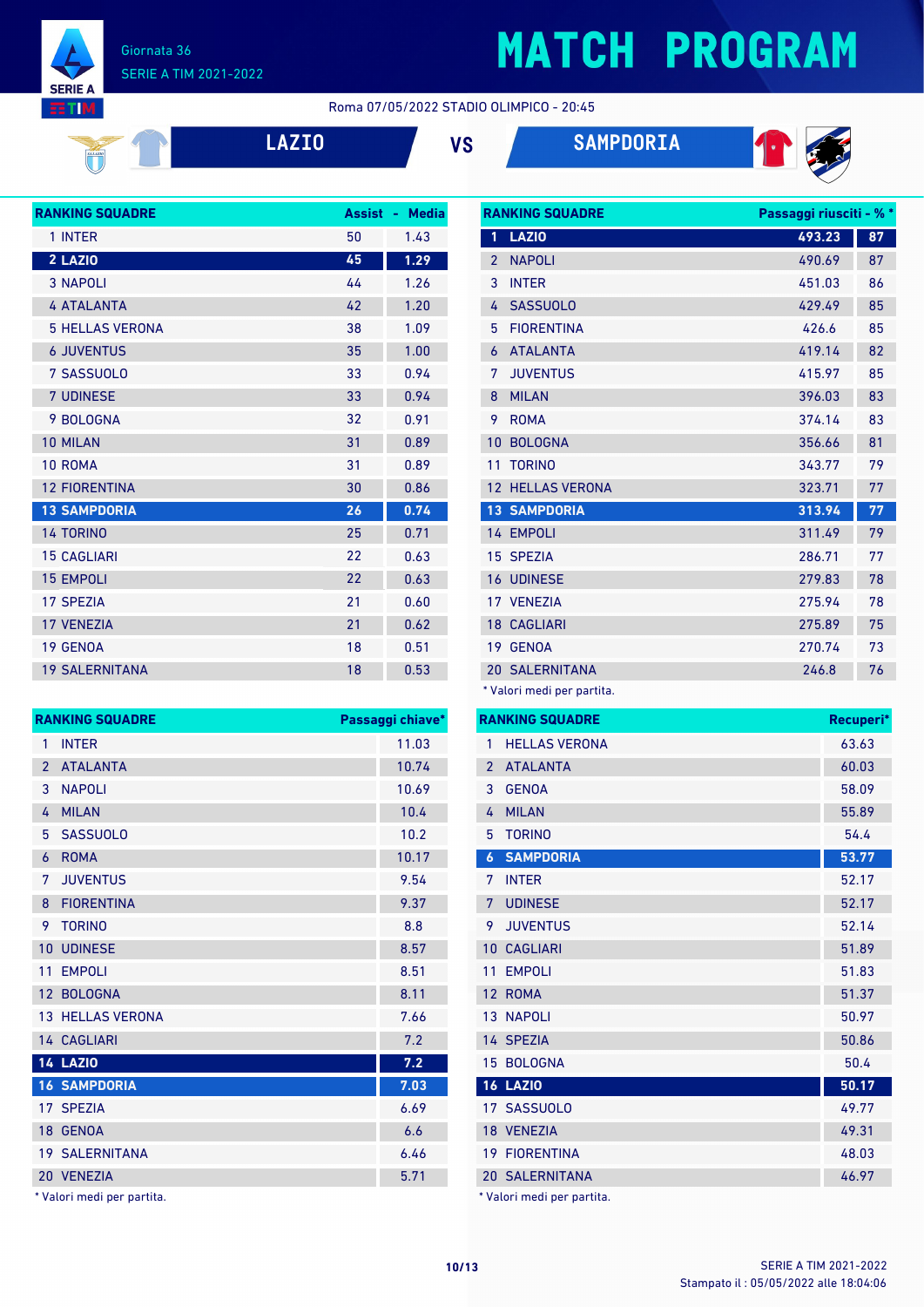# MATCH PROGRAM

Giornata 36
SERIE A TIM 2021-2022

Roma 07/05/2022 STADIO OLIMPICO - 20:45

**LAZIO** VS **SAMPDORIA**

| RANKING SQUADRE | Assist | Media |
|---|---|---|
| 1 INTER | 50 | 1.43 |
| 2 LAZIO | 45 | 1.29 |
| 3 NAPOLI | 44 | 1.26 |
| 4 ATALANTA | 42 | 1.20 |
| 5 HELLAS VERONA | 38 | 1.09 |
| 6 JUVENTUS | 35 | 1.00 |
| 7 SASSUOLO | 33 | 0.94 |
| 7 UDINESE | 33 | 0.94 |
| 9 BOLOGNA | 32 | 0.91 |
| 10 MILAN | 31 | 0.89 |
| 10 ROMA | 31 | 0.89 |
| 12 FIORENTINA | 30 | 0.86 |
| 13 SAMPDORIA | 26 | 0.74 |
| 14 TORINO | 25 | 0.71 |
| 15 CAGLIARI | 22 | 0.63 |
| 15 EMPOLI | 22 | 0.63 |
| 17 SPEZIA | 21 | 0.60 |
| 17 VENEZIA | 21 | 0.62 |
| 19 GENOA | 18 | 0.51 |
| 19 SALERNITANA | 18 | 0.53 |

| RANKING SQUADRE | Passaggi riusciti* | % * |
|---|---|---|
| 1 LAZIO | 493.23 | 87 |
| 2 NAPOLI | 490.69 | 87 |
| 3 INTER | 451.03 | 86 |
| 4 SASSUOLO | 429.49 | 85 |
| 5 FIORENTINA | 426.6 | 85 |
| 6 ATALANTA | 419.14 | 82 |
| 7 JUVENTUS | 415.97 | 85 |
| 8 MILAN | 396.03 | 83 |
| 9 ROMA | 374.14 | 83 |
| 10 BOLOGNA | 356.66 | 81 |
| 11 TORINO | 343.77 | 79 |
| 12 HELLAS VERONA | 323.71 | 77 |
| 13 SAMPDORIA | 313.94 | 77 |
| 14 EMPOLI | 311.49 | 79 |
| 15 SPEZIA | 286.71 | 77 |
| 16 UDINESE | 279.83 | 78 |
| 17 VENEZIA | 275.94 | 78 |
| 18 CAGLIARI | 275.89 | 75 |
| 19 GENOA | 270.74 | 73 |
| 20 SALERNITANA | 246.8 | 76 |

\* Valori medi per partita.

| RANKING SQUADRE | Passaggi chiave* |
|---|---|
| 1 INTER | 11.03 |
| 2 ATALANTA | 10.74 |
| 3 NAPOLI | 10.69 |
| 4 MILAN | 10.4 |
| 5 SASSUOLO | 10.2 |
| 6 ROMA | 10.17 |
| 7 JUVENTUS | 9.54 |
| 8 FIORENTINA | 9.37 |
| 9 TORINO | 8.8 |
| 10 UDINESE | 8.57 |
| 11 EMPOLI | 8.51 |
| 12 BOLOGNA | 8.11 |
| 13 HELLAS VERONA | 7.66 |
| 14 CAGLIARI | 7.2 |
| 14 LAZIO | 7.2 |
| 16 SAMPDORIA | 7.03 |
| 17 SPEZIA | 6.69 |
| 18 GENOA | 6.6 |
| 19 SALERNITANA | 6.46 |
| 20 VENEZIA | 5.71 |

\* Valori medi per partita.

| RANKING SQUADRE | Recuperi* |
|---|---|
| 1 HELLAS VERONA | 63.63 |
| 2 ATALANTA | 60.03 |
| 3 GENOA | 58.09 |
| 4 MILAN | 55.89 |
| 5 TORINO | 54.4 |
| 6 SAMPDORIA | 53.77 |
| 7 INTER | 52.17 |
| 7 UDINESE | 52.17 |
| 9 JUVENTUS | 52.14 |
| 10 CAGLIARI | 51.89 |
| 11 EMPOLI | 51.83 |
| 12 ROMA | 51.37 |
| 13 NAPOLI | 50.97 |
| 14 SPEZIA | 50.86 |
| 15 BOLOGNA | 50.4 |
| 16 LAZIO | 50.17 |
| 17 SASSUOLO | 49.77 |
| 18 VENEZIA | 49.31 |
| 19 FIORENTINA | 48.03 |
| 20 SALERNITANA | 46.97 |

\* Valori medi per partita.

SERIE A TIM 2021-2022
Stampato il : 05/05/2022 alle 18:04:06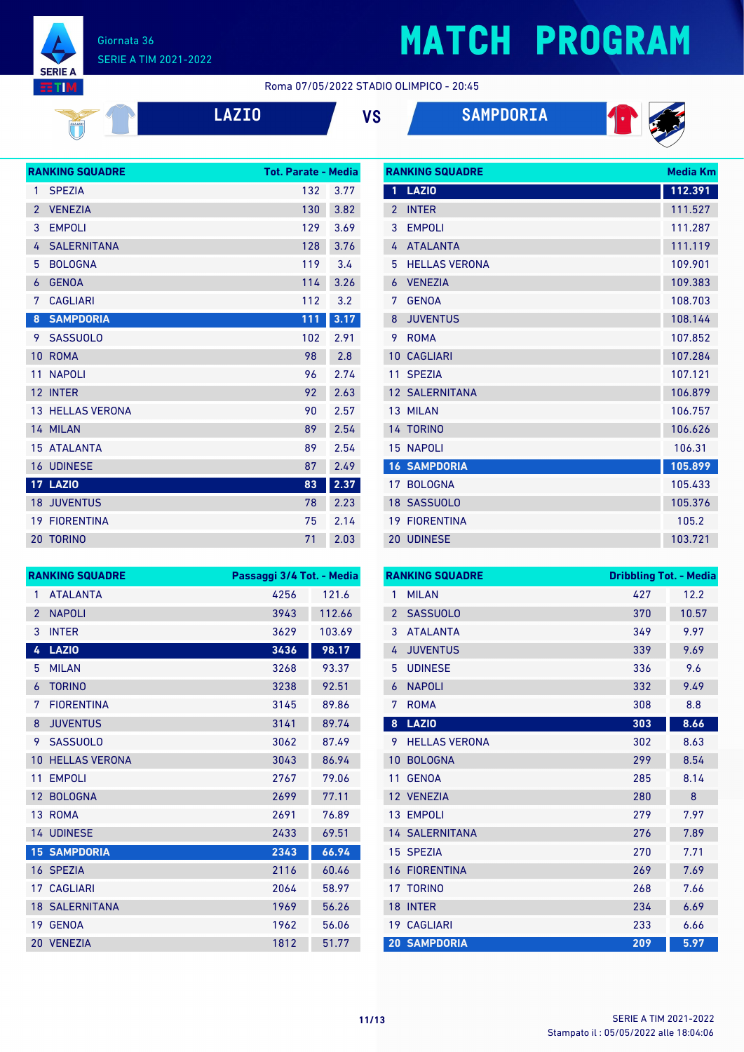# MATCH PROGRAM

Giornata 36
SERIE A TIM 2021-2022

Roma 07/05/2022 STADIO OLIMPICO - 20:45

**LAZIO** VS **SAMPDORIA**

| RANKING SQUADRE | | Tot. Parate | Media |
|---|---|---|---|
| 1 | SPEZIA | 132 | 3.77 |
| 2 | VENEZIA | 130 | 3.82 |
| 3 | EMPOLI | 129 | 3.69 |
| 4 | SALERNITANA | 128 | 3.76 |
| 5 | BOLOGNA | 119 | 3.4 |
| 6 | GENOA | 114 | 3.26 |
| 7 | CAGLIARI | 112 | 3.2 |
| 8 | SAMPDORIA | 111 | 3.17 |
| 9 | SASSUOLO | 102 | 2.91 |
| 10 | ROMA | 98 | 2.8 |
| 11 | NAPOLI | 96 | 2.74 |
| 12 | INTER | 92 | 2.63 |
| 13 | HELLAS VERONA | 90 | 2.57 |
| 14 | MILAN | 89 | 2.54 |
| 15 | ATALANTA | 89 | 2.54 |
| 16 | UDINESE | 87 | 2.49 |
| 17 | LAZIO | 83 | 2.37 |
| 18 | JUVENTUS | 78 | 2.23 |
| 19 | FIORENTINA | 75 | 2.14 |
| 20 | TORINO | 71 | 2.03 |

| RANKING SQUADRE | | Media Km |
|---|---|---|
| 1 | LAZIO | 112.391 |
| 2 | INTER | 111.527 |
| 3 | EMPOLI | 111.287 |
| 4 | ATALANTA | 111.119 |
| 5 | HELLAS VERONA | 109.901 |
| 6 | VENEZIA | 109.383 |
| 7 | GENOA | 108.703 |
| 8 | JUVENTUS | 108.144 |
| 9 | ROMA | 107.852 |
| 10 | CAGLIARI | 107.284 |
| 11 | SPEZIA | 107.121 |
| 12 | SALERNITANA | 106.879 |
| 13 | MILAN | 106.757 |
| 14 | TORINO | 106.626 |
| 15 | NAPOLI | 106.31 |
| 16 | SAMPDORIA | 105.899 |
| 17 | BOLOGNA | 105.433 |
| 18 | SASSUOLO | 105.376 |
| 19 | FIORENTINA | 105.2 |
| 20 | UDINESE | 103.721 |

| RANKING SQUADRE | | Passaggi 3/4 Tot. | Media |
|---|---|---|---|
| 1 | ATALANTA | 4256 | 121.6 |
| 2 | NAPOLI | 3943 | 112.66 |
| 3 | INTER | 3629 | 103.69 |
| 4 | LAZIO | 3436 | 98.17 |
| 5 | MILAN | 3268 | 93.37 |
| 6 | TORINO | 3238 | 92.51 |
| 7 | FIORENTINA | 3145 | 89.86 |
| 8 | JUVENTUS | 3141 | 89.74 |
| 9 | SASSUOLO | 3062 | 87.49 |
| 10 | HELLAS VERONA | 3043 | 86.94 |
| 11 | EMPOLI | 2767 | 79.06 |
| 12 | BOLOGNA | 2699 | 77.11 |
| 13 | ROMA | 2691 | 76.89 |
| 14 | UDINESE | 2433 | 69.51 |
| 15 | SAMPDORIA | 2343 | 66.94 |
| 16 | SPEZIA | 2116 | 60.46 |
| 17 | CAGLIARI | 2064 | 58.97 |
| 18 | SALERNITANA | 1969 | 56.26 |
| 19 | GENOA | 1962 | 56.06 |
| 20 | VENEZIA | 1812 | 51.77 |

| RANKING SQUADRE | | Dribbling Tot. | Media |
|---|---|---|---|
| 1 | MILAN | 427 | 12.2 |
| 2 | SASSUOLO | 370 | 10.57 |
| 3 | ATALANTA | 349 | 9.97 |
| 4 | JUVENTUS | 339 | 9.69 |
| 5 | UDINESE | 336 | 9.6 |
| 6 | NAPOLI | 332 | 9.49 |
| 7 | ROMA | 308 | 8.8 |
| 8 | LAZIO | 303 | 8.66 |
| 9 | HELLAS VERONA | 302 | 8.63 |
| 10 | BOLOGNA | 299 | 8.54 |
| 11 | GENOA | 285 | 8.14 |
| 12 | VENEZIA | 280 | 8 |
| 13 | EMPOLI | 279 | 7.97 |
| 14 | SALERNITANA | 276 | 7.89 |
| 15 | SPEZIA | 270 | 7.71 |
| 16 | FIORENTINA | 269 | 7.69 |
| 17 | TORINO | 268 | 7.66 |
| 18 | INTER | 234 | 6.69 |
| 19 | CAGLIARI | 233 | 6.66 |
| 20 | SAMPDORIA | 209 | 5.97 |

Stampato il : 05/05/2022 alle 18:04:06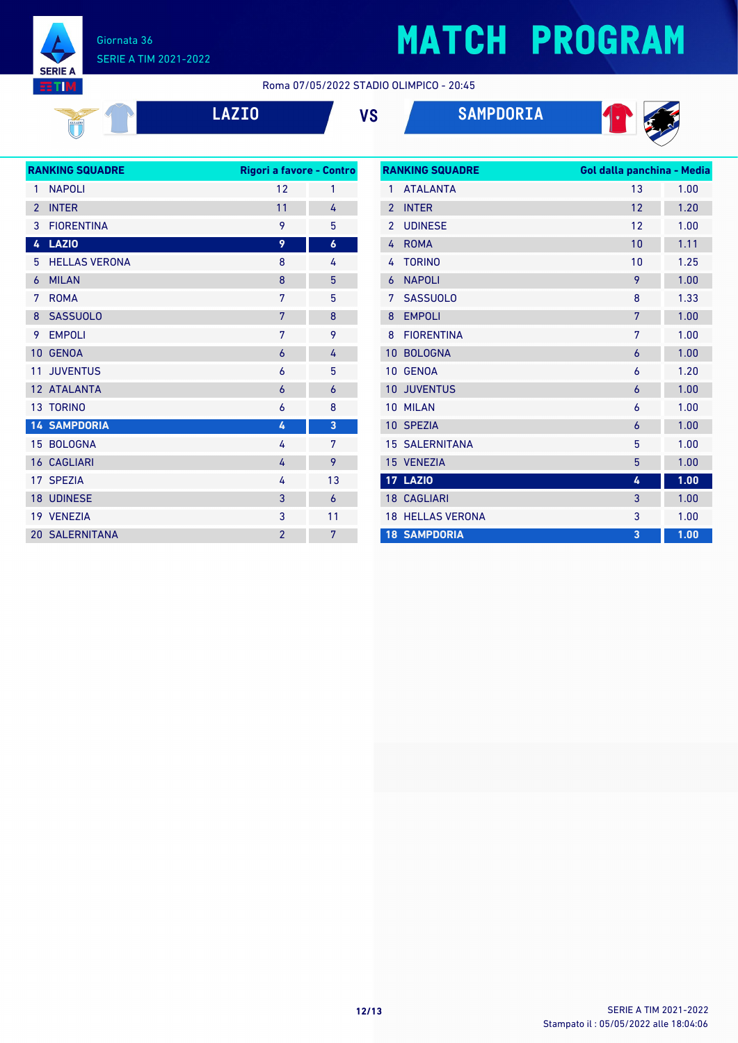# MATCH PROGRAM

Giornata 36
SERIE A TIM 2021-2022

Roma 07/05/2022 STADIO OLIMPICO - 20:45

**LAZIO** VS **SAMPDORIA**

| RANKING SQUADRE | | Rigori a favore | Contro |
|---|---|---|---|
| 1 | NAPOLI | 12 | 1 |
| 2 | INTER | 11 | 4 |
| 3 | FIORENTINA | 9 | 5 |
| **4** | **LAZIO** | **9** | **6** |
| 5 | HELLAS VERONA | 8 | 4 |
| 6 | MILAN | 8 | 5 |
| 7 | ROMA | 7 | 5 |
| 8 | SASSUOLO | 7 | 8 |
| 9 | EMPOLI | 7 | 9 |
| 10 | GENOA | 6 | 4 |
| 11 | JUVENTUS | 6 | 5 |
| 12 | ATALANTA | 6 | 6 |
| 13 | TORINO | 6 | 8 |
| **14** | **SAMPDORIA** | **4** | **3** |
| 15 | BOLOGNA | 4 | 7 |
| 16 | CAGLIARI | 4 | 9 |
| 17 | SPEZIA | 4 | 13 |
| 18 | UDINESE | 3 | 6 |
| 19 | VENEZIA | 3 | 11 |
| 20 | SALERNITANA | 2 | 7 |

| RANKING SQUADRE | | Gol dalla panchina | Media |
|---|---|---|---|
| 1 | ATALANTA | 13 | 1.00 |
| 2 | INTER | 12 | 1.20 |
| 2 | UDINESE | 12 | 1.00 |
| 4 | ROMA | 10 | 1.11 |
| 4 | TORINO | 10 | 1.25 |
| 6 | NAPOLI | 9 | 1.00 |
| 7 | SASSUOLO | 8 | 1.33 |
| 8 | EMPOLI | 7 | 1.00 |
| 8 | FIORENTINA | 7 | 1.00 |
| 10 | BOLOGNA | 6 | 1.00 |
| 10 | GENOA | 6 | 1.20 |
| 10 | JUVENTUS | 6 | 1.00 |
| 10 | MILAN | 6 | 1.00 |
| 10 | SPEZIA | 6 | 1.00 |
| 15 | SALERNITANA | 5 | 1.00 |
| 15 | VENEZIA | 5 | 1.00 |
| **17** | **LAZIO** | **4** | **1.00** |
| 18 | CAGLIARI | 3 | 1.00 |
| 18 | HELLAS VERONA | 3 | 1.00 |
| **18** | **SAMPDORIA** | **3** | **1.00** |

Stampato il : 05/05/2022 alle 18:04:06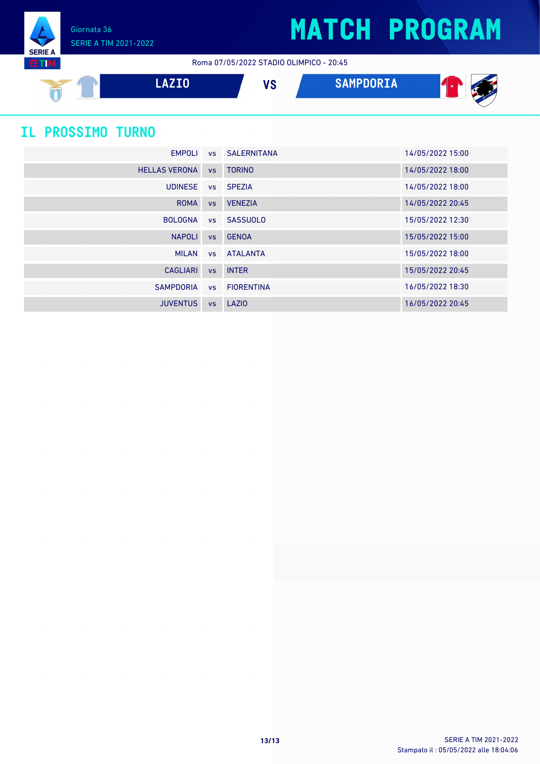Giornata 36
SERIE A TIM 2021-2022

# MATCH PROGRAM

Roma 07/05/2022 STADIO OLIMPICO - 20:45

**LAZIO** VS **SAMPDORIA**

## IL PROSSIMO TURNO

| | | | |
|---|---|---|---|
| EMPOLI | vs | SALERNITANA | 14/05/2022 15:00 |
| HELLAS VERONA | vs | TORINO | 14/05/2022 18:00 |
| UDINESE | vs | SPEZIA | 14/05/2022 18:00 |
| ROMA | vs | VENEZIA | 14/05/2022 20:45 |
| BOLOGNA | vs | SASSUOLO | 15/05/2022 12:30 |
| NAPOLI | vs | GENOA | 15/05/2022 15:00 |
| MILAN | vs | ATALANTA | 15/05/2022 18:00 |
| CAGLIARI | vs | INTER | 15/05/2022 20:45 |
| SAMPDORIA | vs | FIORENTINA | 16/05/2022 18:30 |
| JUVENTUS | vs | LAZIO | 16/05/2022 20:45 |

SERIE A TIM 2021-2022
Stampato il : 05/05/2022 alle 18:04:06